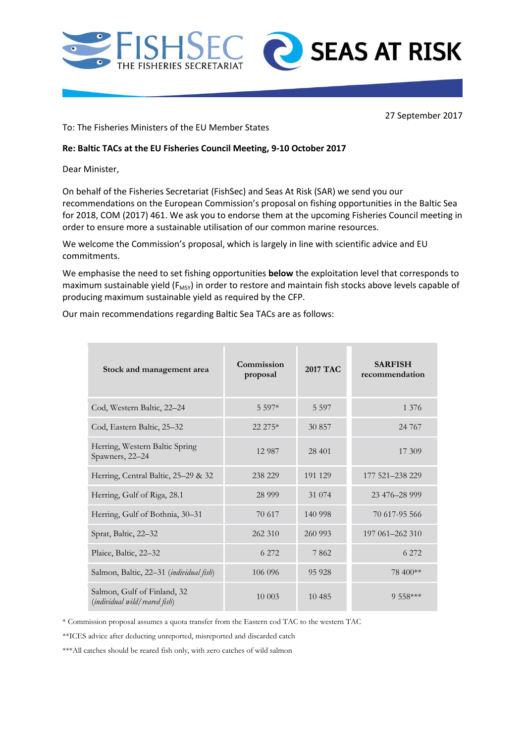27 September 2017

To: The Fisheries Ministers of the EU Member States

**Re: Baltic TACs at the EU Fisheries Council Meeting, 9-10 October 2017**

Dear Minister,

On behalf of the Fisheries Secretariat (FishSec) and Seas At Risk (SAR) we send you our recommendations on the European Commission's proposal on fishing opportunities in the Baltic Sea for 2018, COM (2017) 461. We ask you to endorse them at the upcoming Fisheries Council meeting in order to ensure more a sustainable utilisation of our common marine resources.

We welcome the Commission's proposal, which is largely in line with scientific advice and EU commitments.

We emphasise the need to set fishing opportunities **below** the exploitation level that corresponds to maximum sustainable yield ($F_{MSY}$) in order to restore and maintain fish stocks above levels capable of producing maximum sustainable yield as required by the CFP.

Our main recommendations regarding Baltic Sea TACs are as follows:

| Stock and management area | Commission proposal | 2017 TAC | SARFISH recommendation |
|---|---|---|---|
| Cod, Western Baltic, 22–24 | 5 597* | 5 597 | 1 376 |
| Cod, Eastern Baltic, 25–32 | 22 275* | 30 857 | 24 767 |
| Herring, Western Baltic Spring Spawners, 22–24 | 12 987 | 28 401 | 17 309 |
| Herring, Central Baltic, 25–29 & 32 | 238 229 | 191 129 | 177 521–238 229 |
| Herring, Gulf of Riga, 28.1 | 28 999 | 31 074 | 23 476–28 999 |
| Herring, Gulf of Bothnia, 30–31 | 70 617 | 140 998 | 70 617-95 566 |
| Sprat, Baltic, 22–32 | 262 310 | 260 993 | 197 061–262 310 |
| Plaice, Baltic, 22–32 | 6 272 | 7 862 | 6 272 |
| Salmon, Baltic, 22–31 (*individual fish*) | 106 096 | 95 928 | 78 400** |
| Salmon, Gulf of Finland, 32 (*individual wild/reared fish*) | 10 003 | 10 485 | 9 558*** |

\* Commission proposal assumes a quota transfer from the Eastern cod TAC to the western TAC

**ICES advice after deducting unreported, misreported and discarded catch

***All catches should be reared fish only, with zero catches of wild salmon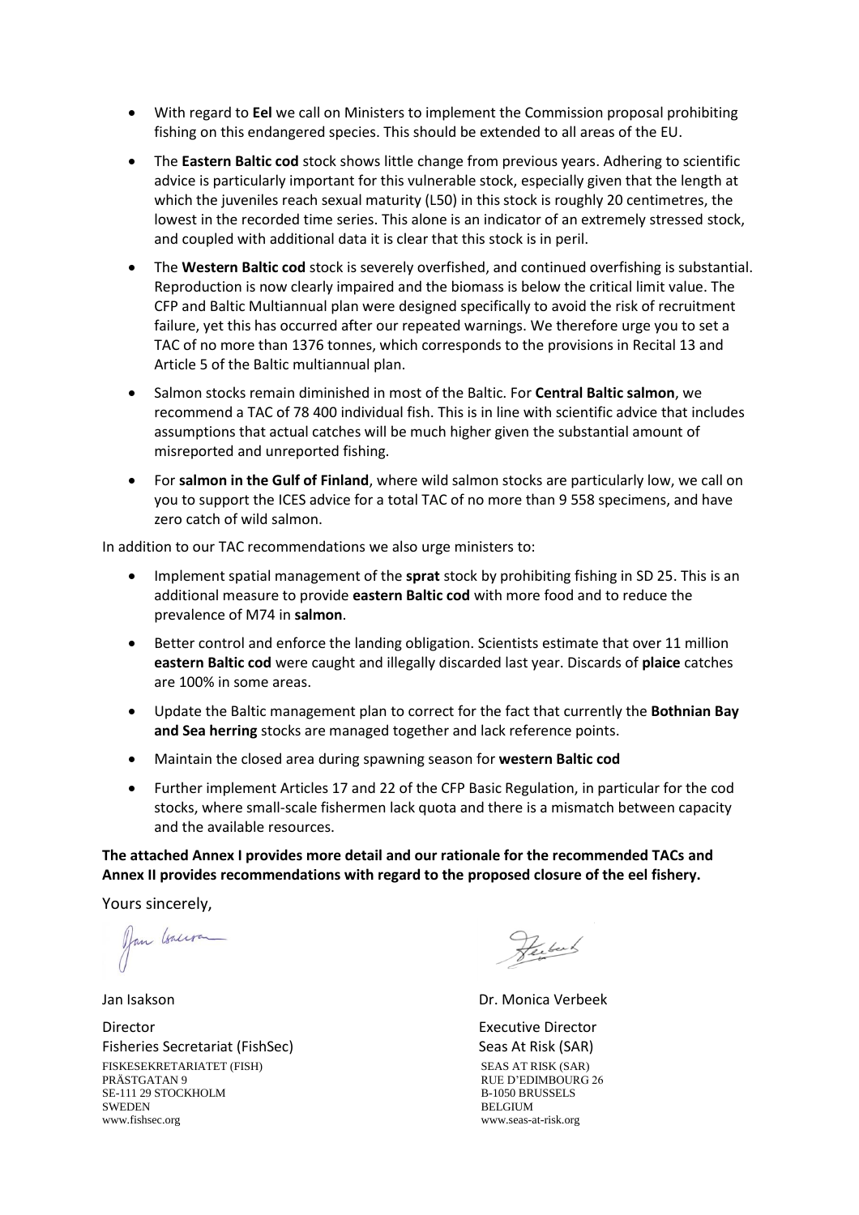- With regard to **Eel** we call on Ministers to implement the Commission proposal prohibiting fishing on this endangered species. This should be extended to all areas of the EU.
- The **Eastern Baltic cod** stock shows little change from previous years. Adhering to scientific advice is particularly important for this vulnerable stock, especially given that the length at which the juveniles reach sexual maturity (L50) in this stock is roughly 20 centimetres, the lowest in the recorded time series. This alone is an indicator of an extremely stressed stock, and coupled with additional data it is clear that this stock is in peril.
- The **Western Baltic cod** stock is severely overfished, and continued overfishing is substantial. Reproduction is now clearly impaired and the biomass is below the critical limit value. The CFP and Baltic Multiannual plan were designed specifically to avoid the risk of recruitment failure, yet this has occurred after our repeated warnings. We therefore urge you to set a TAC of no more than 1376 tonnes, which corresponds to the provisions in Recital 13 and Article 5 of the Baltic multiannual plan.
- Salmon stocks remain diminished in most of the Baltic. For **Central Baltic salmon**, we recommend a TAC of 78 400 individual fish. This is in line with scientific advice that includes assumptions that actual catches will be much higher given the substantial amount of misreported and unreported fishing.
- For **salmon in the Gulf of Finland**, where wild salmon stocks are particularly low, we call on you to support the ICES advice for a total TAC of no more than 9 558 specimens, and have zero catch of wild salmon.

In addition to our TAC recommendations we also urge ministers to:

- Implement spatial management of the **sprat** stock by prohibiting fishing in SD 25. This is an additional measure to provide **eastern Baltic cod** with more food and to reduce the prevalence of M74 in **salmon**.
- Better control and enforce the landing obligation. Scientists estimate that over 11 million **eastern Baltic cod** were caught and illegally discarded last year. Discards of **plaice** catches are 100% in some areas.
- Update the Baltic management plan to correct for the fact that currently the **Bothnian Bay and Sea herring** stocks are managed together and lack reference points.
- Maintain the closed area during spawning season for **western Baltic cod**
- Further implement Articles 17 and 22 of the CFP Basic Regulation, in particular for the cod stocks, where small-scale fishermen lack quota and there is a mismatch between capacity and the available resources.

**The attached Annex I provides more detail and our rationale for the recommended TACs and Annex II provides recommendations with regard to the proposed closure of the eel fishery.**

Yours sincerely,

Jan Isakson
Director
Fisheries Secretariat (FishSec)
FISKESEKRETARIATET (FISH)
PRÄSTGATAN 9
SE-111 29 STOCKHOLM
SWEDEN
www.fishsec.org

Dr. Monica Verbeek
Executive Director
Seas At Risk (SAR)
SEAS AT RISK (SAR)
RUE D'EDIMBOURG 26
B-1050 BRUSSELS
BELGIUM
www.seas-at-risk.org